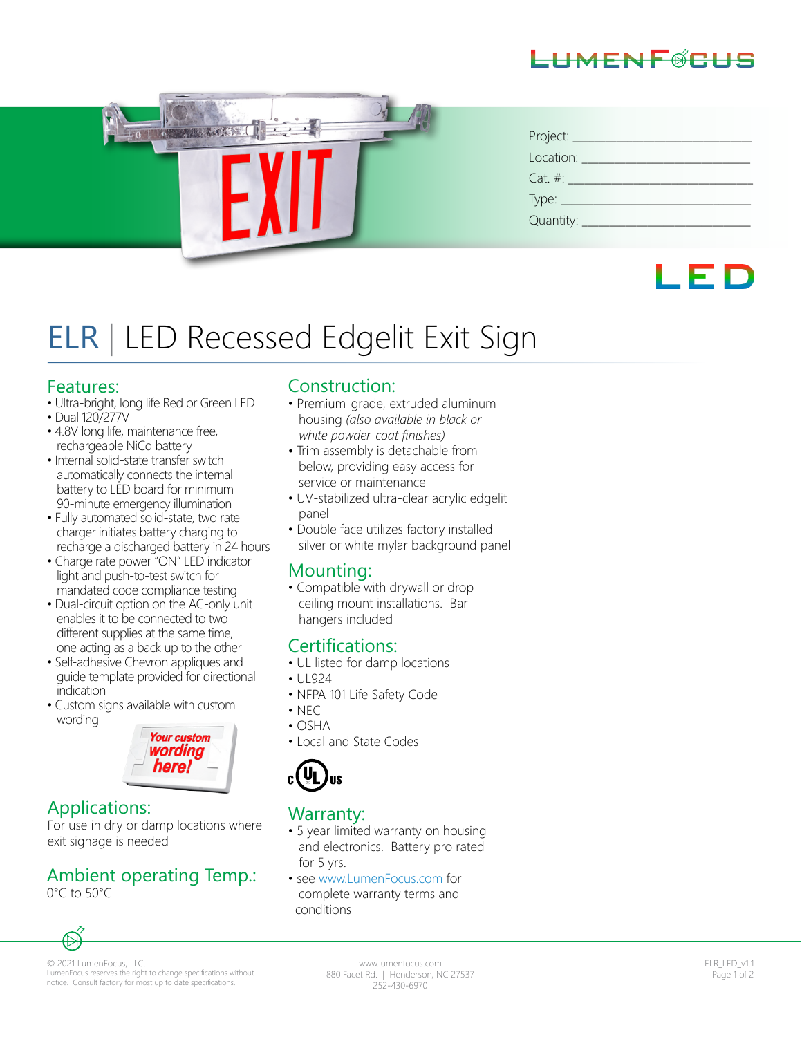Project: ___________________________

Location: __________________________

Cat. #: ____________________________

Type: ______________________________

Quantity: ___________________________

LED

# ELR | LED Recessed Edgelit Exit Sign

## Features:

- Ultra-bright, long life Red or Green LED
- Dual 120/277V
- 4.8V long life, maintenance free, rechargeable NiCd battery
- Internal solid-state transfer switch automatically connects the internal battery to LED board for minimum 90-minute emergency illumination
- Fully automated solid-state, two rate charger initiates battery charging to recharge a discharged battery in 24 hours
- Charge rate power "ON" LED indicator light and push-to-test switch for mandated code compliance testing
- Dual-circuit option on the AC-only unit enables it to be connected to two different supplies at the same time, one acting as a back-up to the other
- Self-adhesive Chevron appliques and guide template provided for directional indication
- Custom signs available with custom wording

Your custom wording here!

## Applications:

For use in dry or damp locations where exit signage is needed

## Ambient operating Temp.:

0°C to 50°C

## Construction:

- Premium-grade, extruded aluminum housing *(also available in black or white powder-coat finishes)*
- Trim assembly is detachable from below, providing easy access for service or maintenance
- UV-stabilized ultra-clear acrylic edgelit panel
- Double face utilizes factory installed silver or white mylar background panel

## Mounting:

- Compatible with drywall or drop ceiling mount installations. Bar hangers included

## Certifications:

- UL listed for damp locations
- UL924
- NFPA 101 Life Safety Code
- NEC
- OSHA
- Local and State Codes

c UL us

## Warranty:

- 5 year limited warranty on housing and electronics. Battery pro rated for 5 yrs.
- see www.LumenFocus.com for complete warranty terms and conditions

© 2021 LumenFocus, LLC.
LumenFocus reserves the right to change specifications without notice. Consult factory for most up to date specifications.

www.lumenfocus.com
880 Facet Rd. | Henderson, NC 27537
252-430-6970

ELR_LED_v1.1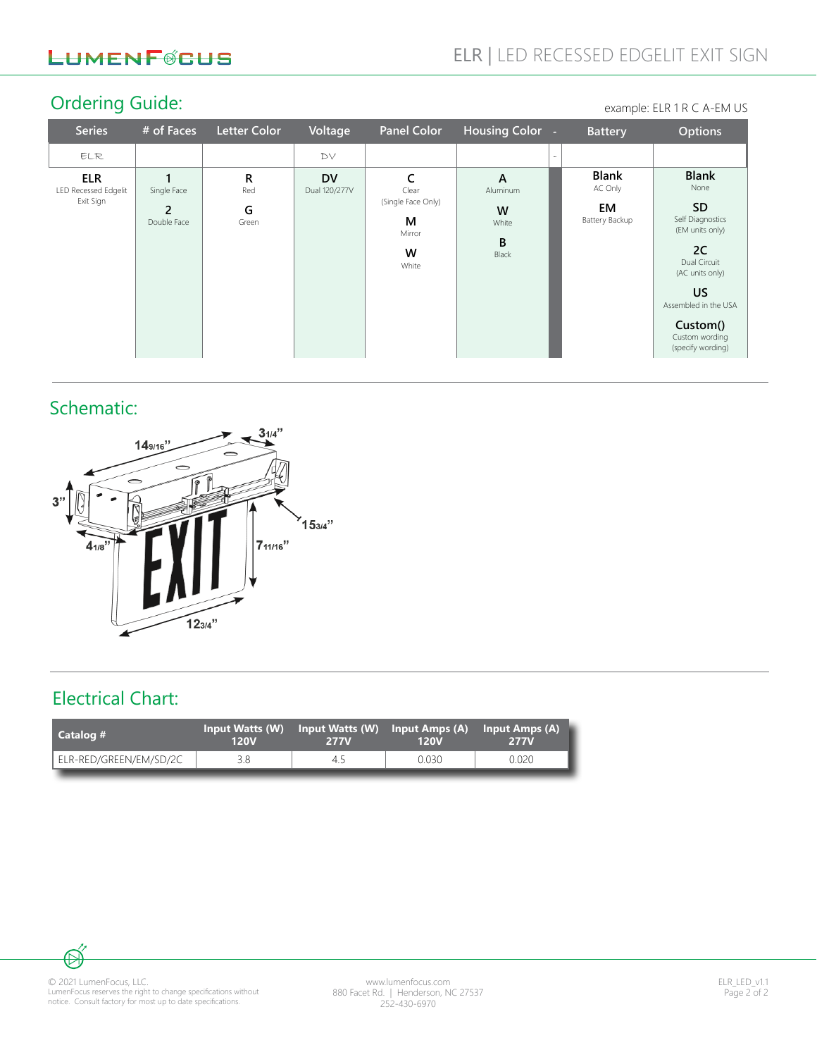# ELR | LED RECESSED EDGELIT EXIT SIGN

## Ordering Guide:

example: ELR 1 R C A-EM US

| Series | # of Faces | Letter Color | Voltage | Panel Color | Housing Color | - | Battery | Options |
|---|---|---|---|---|---|---|---|---|
| ELR | | | DV | | | - | | |
| **ELR** LED Recessed Edgelit Exit Sign | **1** Single Face<br>**2** Double Face | **R** Red<br>**G** Green | **DV** Dual 120/277V | **C** Clear (Single Face Only)<br>**M** Mirror<br>**W** White | **A** Aluminum<br>**W** White<br>**B** Black | | **Blank** AC Only<br>**EM** Battery Backup | **Blank** None<br>**SD** Self Diagnostics (EM units only)<br>**2C** Dual Circuit (AC units only)<br>**US** Assembled in the USA<br>**Custom()** Custom wording (specify wording) |

## Schematic:

14 9/16"
3 1/4"
3"
4 1/8"
15 3/4"
7 11/16"
12 3/4"

## Electrical Chart:

| Catalog # | Input Watts (W) 120V | Input Watts (W) 277V | Input Amps (A) 120V | Input Amps (A) 277V |
|---|---|---|---|---|
| ELR-RED/GREEN/EM/SD/2C | 3.8 | 4.5 | 0.030 | 0.020 |

© 2021 LumenFocus, LLC.
LumenFocus reserves the right to change specifications without notice. Consult factory for most up to date specifications.

www.lumenfocus.com
880 Facet Rd. | Henderson, NC 27537
252-430-6970

ELR_LED_v1.1